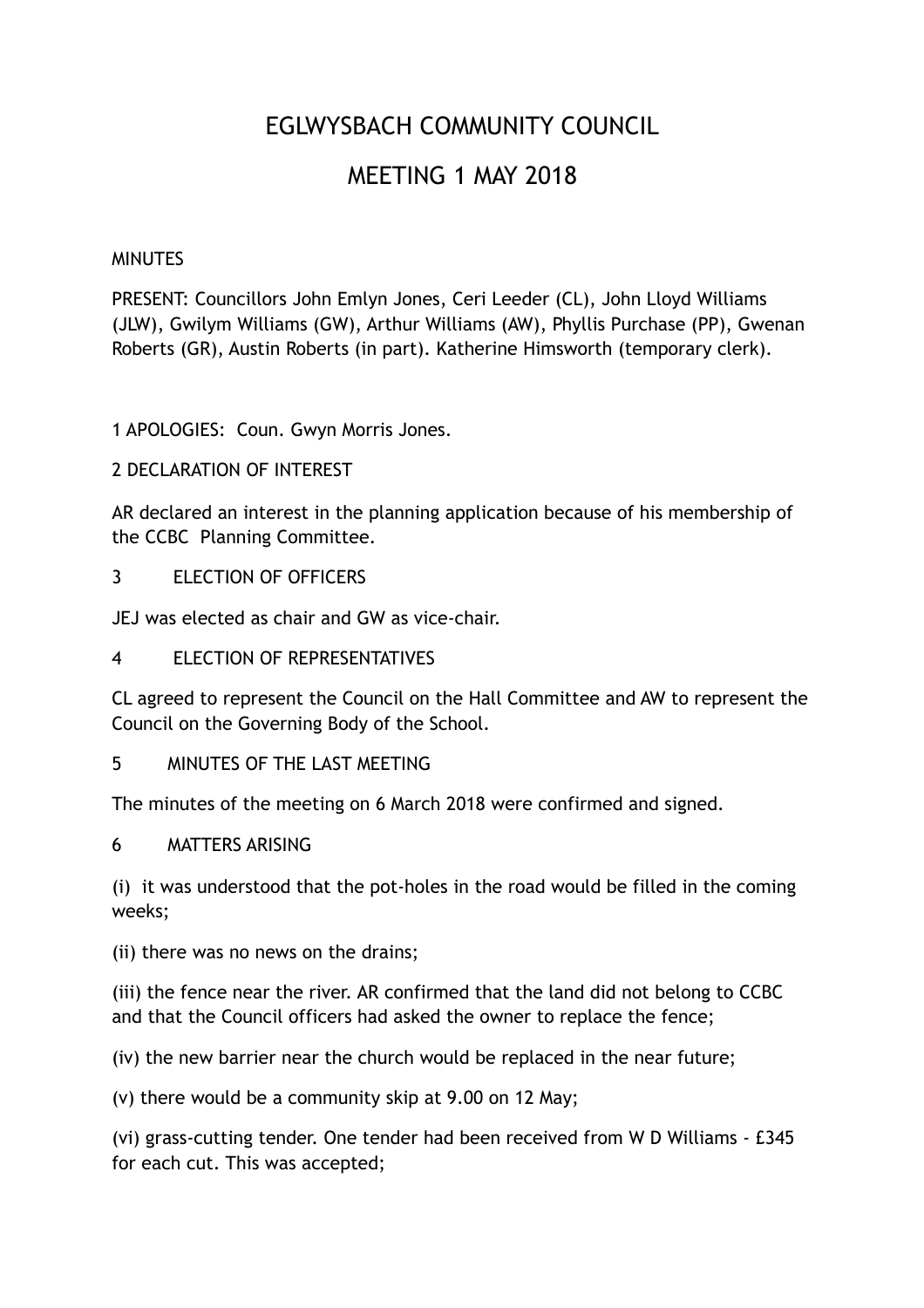# EGLWYSBACH COMMUNITY COUNCIL

# MEETING 1 MAY 2018

MINUTES

PRESENT: Councillors John Emlyn Jones, Ceri Leeder (CL), John Lloyd Williams (JLW), Gwilym Williams (GW), Arthur Williams (AW), Phyllis Purchase (PP), Gwenan Roberts (GR), Austin Roberts (in part). Katherine Himsworth (temporary clerk).

1 APOLOGIES: Coun. Gwyn Morris Jones.

2 DECLARATION OF INTEREST

AR declared an interest in the planning application because of his membership of the CCBC Planning Committee.

3 ELECTION OF OFFICERS

JEJ was elected as chair and GW as vice-chair.

4 ELECTION OF REPRESENTATIVES

CL agreed to represent the Council on the Hall Committee and AW to represent the Council on the Governing Body of the School.

5 MINUTES OF THE LAST MEETING

The minutes of the meeting on 6 March 2018 were confirmed and signed.

6 MATTERS ARISING

(i) it was understood that the pot-holes in the road would be filled in the coming weeks;

(ii) there was no news on the drains;

(iii) the fence near the river. AR confirmed that the land did not belong to CCBC and that the Council officers had asked the owner to replace the fence;

(iv) the new barrier near the church would be replaced in the near future;

(v) there would be a community skip at 9.00 on 12 May;

(vi) grass-cutting tender. One tender had been received from W D Williams - £345 for each cut. This was accepted;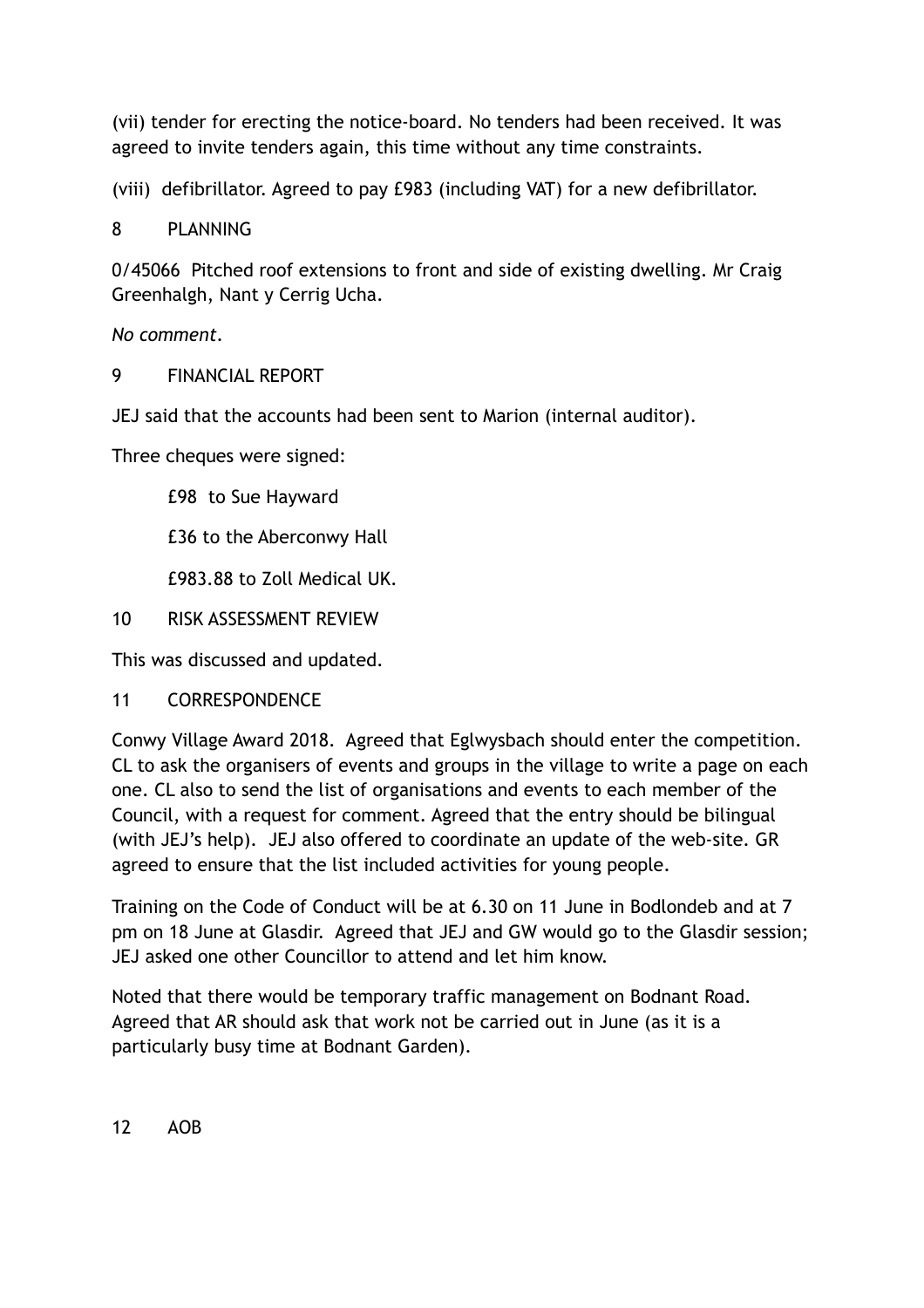(vii) tender for erecting the notice-board. No tenders had been received. It was agreed to invite tenders again, this time without any time constraints.

(viii) defibrillator. Agreed to pay £983 (including VAT) for a new defibrillator.

## 8 PLANNING

0/45066 Pitched roof extensions to front and side of existing dwelling. Mr Craig Greenhalgh, Nant y Cerrig Ucha.

*No comment*.

## 9 FINANCIAL REPORT

JEJ said that the accounts had been sent to Marion (internal auditor).

Three cheques were signed:

£98 to Sue Hayward

£36 to the Aberconwy Hall

£983.88 to Zoll Medical UK.

## 10 RISK ASSESSMENT REVIEW

This was discussed and updated.

## 11 CORRESPONDENCE

Conwy Village Award 2018. Agreed that Eglwysbach should enter the competition. CL to ask the organisers of events and groups in the village to write a page on each one. CL also to send the list of organisations and events to each member of the Council, with a request for comment. Agreed that the entry should be bilingual (with JEJ's help). JEJ also offered to coordinate an update of the web-site. GR agreed to ensure that the list included activities for young people.

Training on the Code of Conduct will be at 6.30 on 11 June in Bodlondeb and at 7 pm on 18 June at Glasdir. Agreed that JEJ and GW would go to the Glasdir session; JEJ asked one other Councillor to attend and let him know.

Noted that there would be temporary traffic management on Bodnant Road. Agreed that AR should ask that work not be carried out in June (as it is a particularly busy time at Bodnant Garden).

## 12 AOB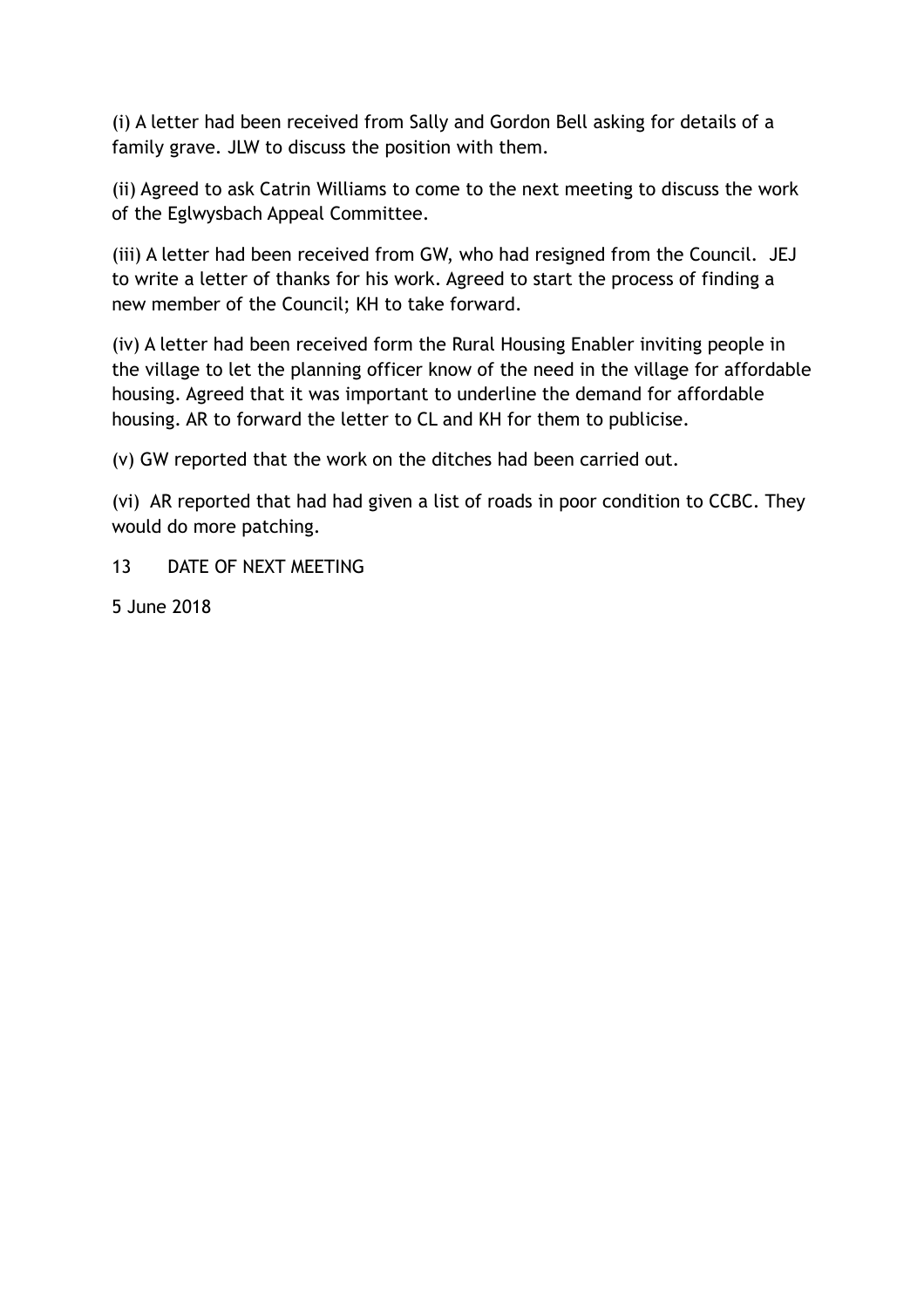(i) A letter had been received from Sally and Gordon Bell asking for details of a family grave. JLW to discuss the position with them.

(ii) Agreed to ask Catrin Williams to come to the next meeting to discuss the work of the Eglwysbach Appeal Committee.

(iii) A letter had been received from GW, who had resigned from the Council. JEJ to write a letter of thanks for his work. Agreed to start the process of finding a new member of the Council; KH to take forward.

(iv) A letter had been received form the Rural Housing Enabler inviting people in the village to let the planning officer know of the need in the village for affordable housing. Agreed that it was important to underline the demand for affordable housing. AR to forward the letter to CL and KH for them to publicise.

(v) GW reported that the work on the ditches had been carried out.

(vi) AR reported that had had given a list of roads in poor condition to CCBC. They would do more patching.

## 13 DATE OF NEXT MEETING

5 June 2018